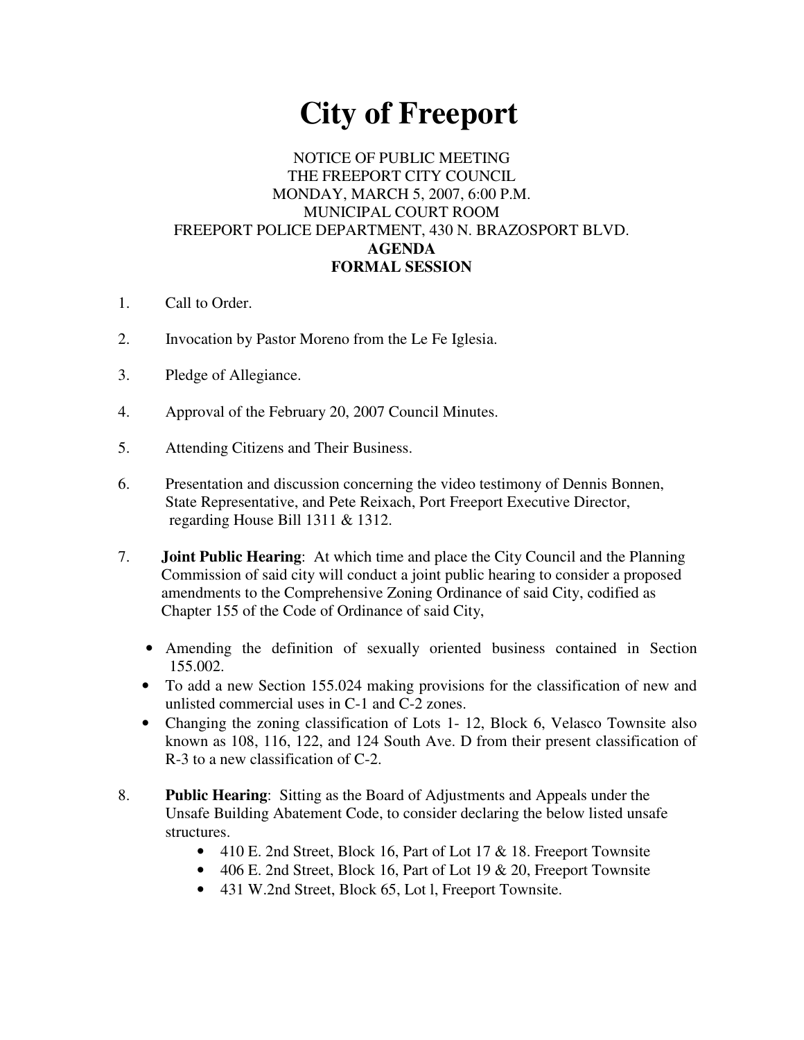# City of Freeport

NOTICE OF PUBLIC MEETING
THE FREEPORT CITY COUNCIL
MONDAY, MARCH 5, 2007, 6:00 P.M.
MUNICIPAL COURT ROOM
FREEPORT POLICE DEPARTMENT, 430 N. BRAZOSPORT BLVD.

**AGENDA**
**FORMAL SESSION**

1. Call to Order.

2. Invocation by Pastor Moreno from the Le Fe Iglesia.

3. Pledge of Allegiance.

4. Approval of the February 20, 2007 Council Minutes.

5. Attending Citizens and Their Business.

6. Presentation and discussion concerning the video testimony of Dennis Bonnen, State Representative, and Pete Reixach, Port Freeport Executive Director, regarding House Bill 1311 & 1312.

7. **Joint Public Hearing**: At which time and place the City Council and the Planning Commission of said city will conduct a joint public hearing to consider a proposed amendments to the Comprehensive Zoning Ordinance of said City, codified as Chapter 155 of the Code of Ordinance of said City,

   - Amending the definition of sexually oriented business contained in Section 155.002.
   - To add a new Section 155.024 making provisions for the classification of new and unlisted commercial uses in C-1 and C-2 zones.
   - Changing the zoning classification of Lots 1- 12, Block 6, Velasco Townsite also known as 108, 116, 122, and 124 South Ave. D from their present classification of R-3 to a new classification of C-2.

8. **Public Hearing**: Sitting as the Board of Adjustments and Appeals under the Unsafe Building Abatement Code, to consider declaring the below listed unsafe structures.
   - 410 E. 2nd Street, Block 16, Part of Lot 17 & 18. Freeport Townsite
   - 406 E. 2nd Street, Block 16, Part of Lot 19 & 20, Freeport Townsite
   - 431 W.2nd Street, Block 65, Lot l, Freeport Townsite.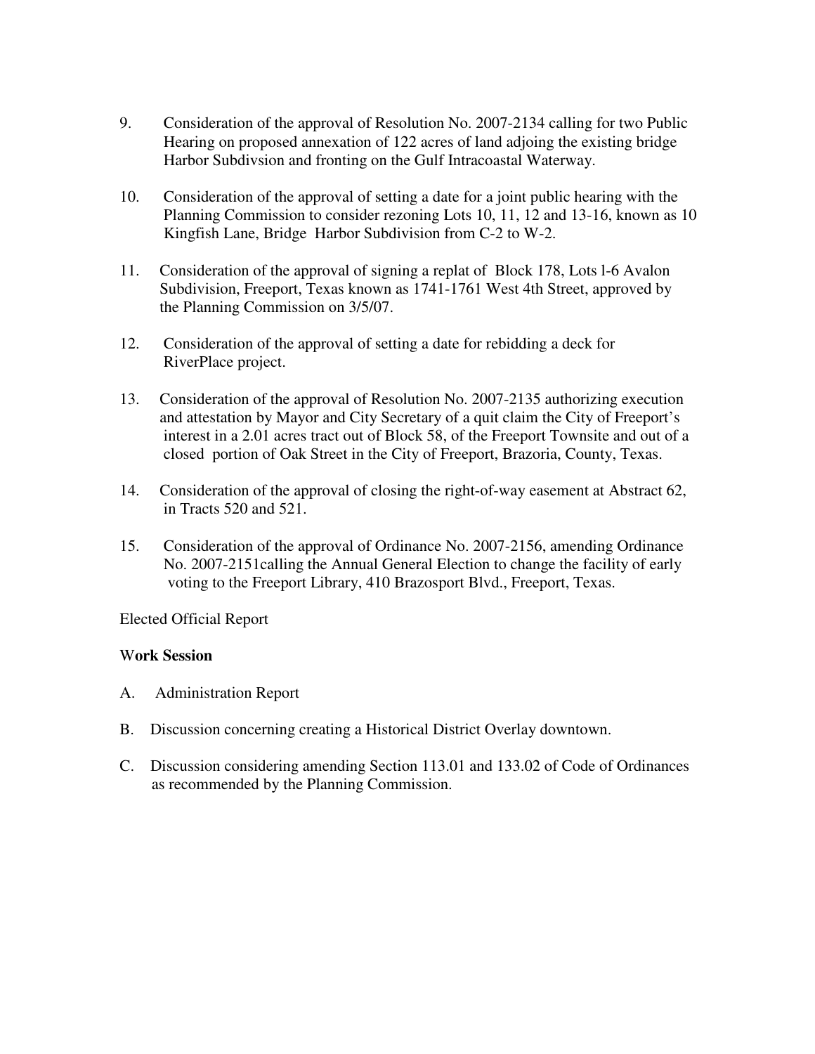9. Consideration of the approval of Resolution No. 2007-2134 calling for two Public Hearing on proposed annexation of 122 acres of land adjoing the existing bridge Harbor Subdivsion and fronting on the Gulf Intracoastal Waterway.

10. Consideration of the approval of setting a date for a joint public hearing with the Planning Commission to consider rezoning Lots 10, 11, 12 and 13-16, known as 10 Kingfish Lane, Bridge Harbor Subdivision from C-2 to W-2.

11. Consideration of the approval of signing a replat of Block 178, Lots l-6 Avalon Subdivision, Freeport, Texas known as 1741-1761 West 4th Street, approved by the Planning Commission on 3/5/07.

12. Consideration of the approval of setting a date for rebidding a deck for RiverPlace project.

13. Consideration of the approval of Resolution No. 2007-2135 authorizing execution and attestation by Mayor and City Secretary of a quit claim the City of Freeport's interest in a 2.01 acres tract out of Block 58, of the Freeport Townsite and out of a closed portion of Oak Street in the City of Freeport, Brazoria, County, Texas.

14. Consideration of the approval of closing the right-of-way easement at Abstract 62, in Tracts 520 and 521.

15. Consideration of the approval of Ordinance No. 2007-2156, amending Ordinance No. 2007-2151calling the Annual General Election to change the facility of early voting to the Freeport Library, 410 Brazosport Blvd., Freeport, Texas.

Elected Official Report

**Work Session**

A. Administration Report

B. Discussion concerning creating a Historical District Overlay downtown.

C. Discussion considering amending Section 113.01 and 133.02 of Code of Ordinances as recommended by the Planning Commission.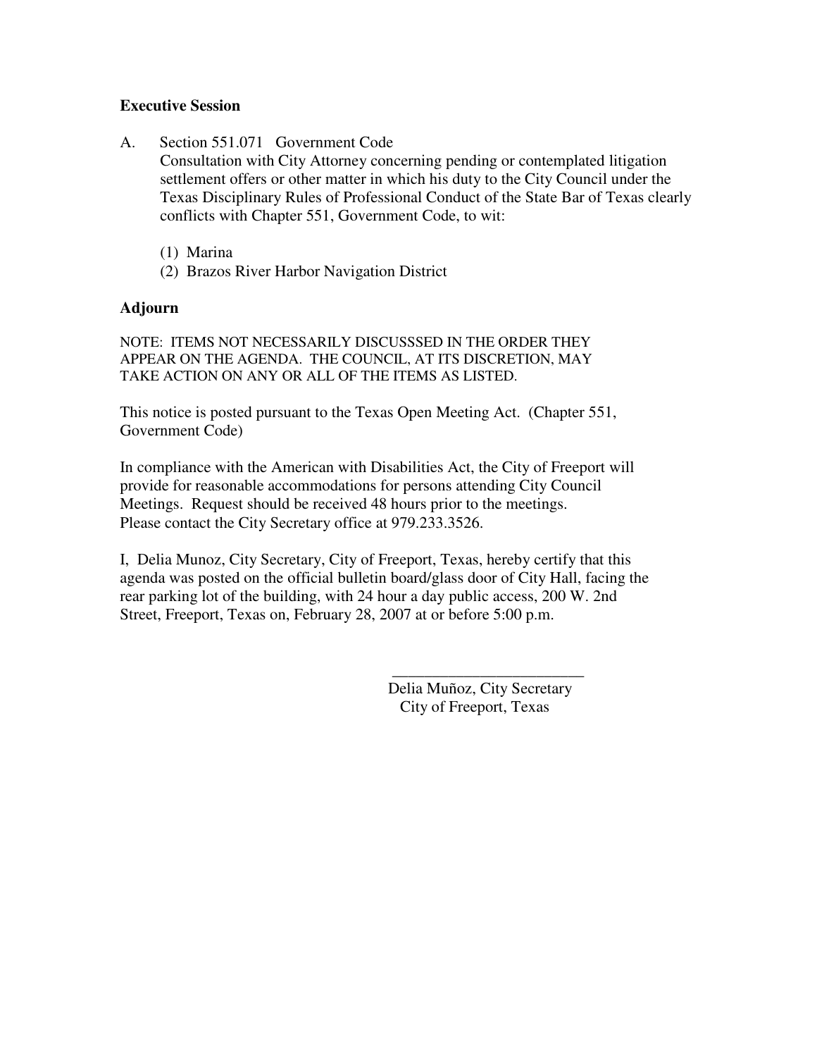**Executive Session**

A. Section 551.071 Government Code
Consultation with City Attorney concerning pending or contemplated litigation settlement offers or other matter in which his duty to the City Council under the Texas Disciplinary Rules of Professional Conduct of the State Bar of Texas clearly conflicts with Chapter 551, Government Code, to wit:

(1) Marina
(2) Brazos River Harbor Navigation District

**Adjourn**

NOTE: ITEMS NOT NECESSARILY DISCUSSSED IN THE ORDER THEY APPEAR ON THE AGENDA. THE COUNCIL, AT ITS DISCRETION, MAY TAKE ACTION ON ANY OR ALL OF THE ITEMS AS LISTED.

This notice is posted pursuant to the Texas Open Meeting Act. (Chapter 551, Government Code)

In compliance with the American with Disabilities Act, the City of Freeport will provide for reasonable accommodations for persons attending City Council Meetings. Request should be received 48 hours prior to the meetings. Please contact the City Secretary office at 979.233.3526.

I, Delia Munoz, City Secretary, City of Freeport, Texas, hereby certify that this agenda was posted on the official bulletin board/glass door of City Hall, facing the rear parking lot of the building, with 24 hour a day public access, 200 W. 2nd Street, Freeport, Texas on, February 28, 2007 at or before 5:00 p.m.

\_\_\_\_\_\_\_\_\_\_\_\_\_\_\_\_\_\_\_\_\_\_\_\_\_
Delia Muñoz, City Secretary
City of Freeport, Texas